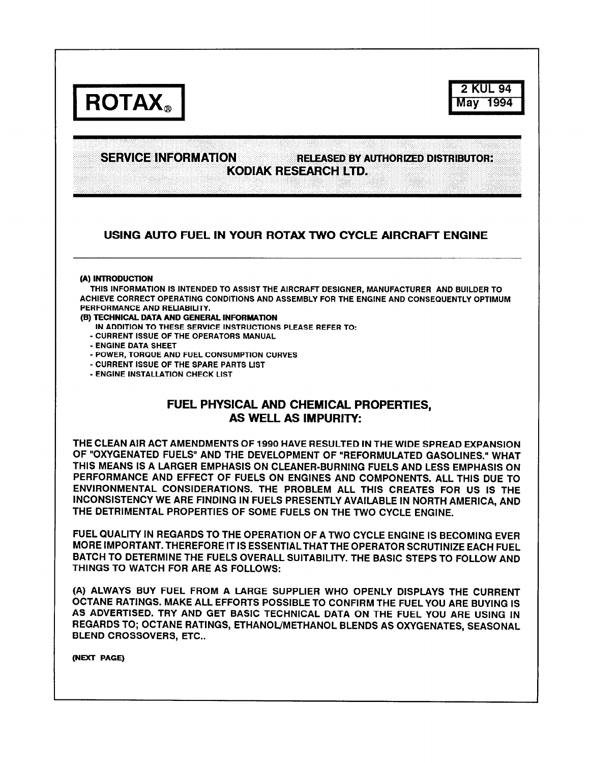# ROTAX®

2 KUL 94
May 1994

**SERVICE INFORMATION** **RELEASED BY AUTHORIZED DISTRIBUTOR: KODIAK RESEARCH LTD.**

## USING AUTO FUEL IN YOUR ROTAX TWO CYCLE AIRCRAFT ENGINE

**(A) INTRODUCTION**

THIS INFORMATION IS INTENDED TO ASSIST THE AIRCRAFT DESIGNER, MANUFACTURER AND BUILDER TO ACHIEVE CORRECT OPERATING CONDITIONS AND ASSEMBLY FOR THE ENGINE AND CONSEQUENTLY OPTIMUM PERFORMANCE AND RELIABILITY.

**(B) TECHNICAL DATA AND GENERAL INFORMATION**

IN ADDITION TO THESE SERVICE INSTRUCTIONS PLEASE REFER TO:

- CURRENT ISSUE OF THE OPERATORS MANUAL
- ENGINE DATA SHEET
- POWER, TORQUE AND FUEL CONSUMPTION CURVES
- CURRENT ISSUE OF THE SPARE PARTS LIST
- ENGINE INSTALLATION CHECK LIST

## FUEL PHYSICAL AND CHEMICAL PROPERTIES, AS WELL AS IMPURITY:

THE CLEAN AIR ACT AMENDMENTS OF 1990 HAVE RESULTED IN THE WIDE SPREAD EXPANSION OF "OXYGENATED FUELS" AND THE DEVELOPMENT OF "REFORMULATED GASOLINES." WHAT THIS MEANS IS A LARGER EMPHASIS ON CLEANER-BURNING FUELS AND LESS EMPHASIS ON PERFORMANCE AND EFFECT OF FUELS ON ENGINES AND COMPONENTS. ALL THIS DUE TO ENVIRONMENTAL CONSIDERATIONS. THE PROBLEM ALL THIS CREATES FOR US IS THE INCONSISTENCY WE ARE FINDING IN FUELS PRESENTLY AVAILABLE IN NORTH AMERICA, AND THE DETRIMENTAL PROPERTIES OF SOME FUELS ON THE TWO CYCLE ENGINE.

FUEL QUALITY IN REGARDS TO THE OPERATION OF A TWO CYCLE ENGINE IS BECOMING EVER MORE IMPORTANT. THEREFORE IT IS ESSENTIAL THAT THE OPERATOR SCRUTINIZE EACH FUEL BATCH TO DETERMINE THE FUELS OVERALL SUITABILITY. THE BASIC STEPS TO FOLLOW AND THINGS TO WATCH FOR ARE AS FOLLOWS:

(A) ALWAYS BUY FUEL FROM A LARGE SUPPLIER WHO OPENLY DISPLAYS THE CURRENT OCTANE RATINGS. MAKE ALL EFFORTS POSSIBLE TO CONFIRM THE FUEL YOU ARE BUYING IS AS ADVERTISED. TRY AND GET BASIC TECHNICAL DATA ON THE FUEL YOU ARE USING IN REGARDS TO; OCTANE RATINGS, ETHANOL/METHANOL BLENDS AS OXYGENATES, SEASONAL BLEND CROSSOVERS, ETC..

(NEXT PAGE)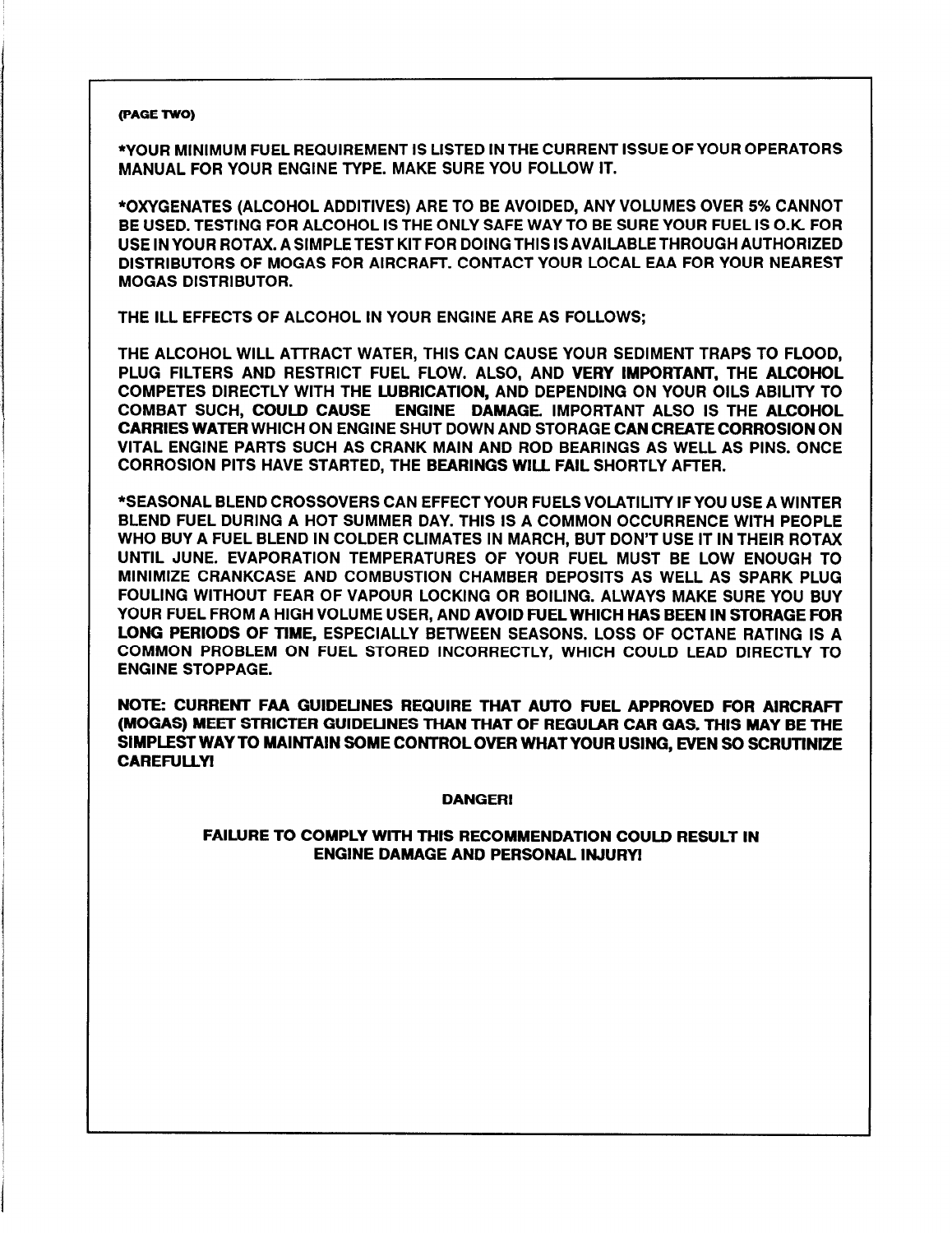(PAGE TWO)

*YOUR MINIMUM FUEL REQUIREMENT IS LISTED IN THE CURRENT ISSUE OF YOUR OPERATORS MANUAL FOR YOUR ENGINE TYPE. MAKE SURE YOU FOLLOW IT.

*OXYGENATES (ALCOHOL ADDITIVES) ARE TO BE AVOIDED, ANY VOLUMES OVER 5% CANNOT BE USED. TESTING FOR ALCOHOL IS THE ONLY SAFE WAY TO BE SURE YOUR FUEL IS O.K. FOR USE IN YOUR ROTAX. A SIMPLE TEST KIT FOR DOING THIS IS AVAILABLE THROUGH AUTHORIZED DISTRIBUTORS OF MOGAS FOR AIRCRAFT. CONTACT YOUR LOCAL EAA FOR YOUR NEAREST MOGAS DISTRIBUTOR.

THE ILL EFFECTS OF ALCOHOL IN YOUR ENGINE ARE AS FOLLOWS;

THE ALCOHOL WILL ATTRACT WATER, THIS CAN CAUSE YOUR SEDIMENT TRAPS TO FLOOD, PLUG FILTERS AND RESTRICT FUEL FLOW. ALSO, AND **VERY IMPORTANT, THE ALCOHOL** COMPETES DIRECTLY WITH THE **LUBRICATION,** AND DEPENDING ON YOUR OILS ABILITY TO COMBAT SUCH, **COULD CAUSE ENGINE DAMAGE.** IMPORTANT ALSO IS THE **ALCOHOL CARRIES WATER** WHICH ON ENGINE SHUT DOWN AND STORAGE **CAN CREATE CORROSION** ON VITAL ENGINE PARTS SUCH AS CRANK MAIN AND ROD BEARINGS AS WELL AS PINS. ONCE CORROSION PITS HAVE STARTED, THE **BEARINGS WILL FAIL** SHORTLY AFTER.

*SEASONAL BLEND CROSSOVERS CAN EFFECT YOUR FUELS VOLATILITY IF YOU USE A WINTER BLEND FUEL DURING A HOT SUMMER DAY. THIS IS A COMMON OCCURRENCE WITH PEOPLE WHO BUY A FUEL BLEND IN COLDER CLIMATES IN MARCH, BUT DON'T USE IT IN THEIR ROTAX UNTIL JUNE. EVAPORATION TEMPERATURES OF YOUR FUEL MUST BE LOW ENOUGH TO MINIMIZE CRANKCASE AND COMBUSTION CHAMBER DEPOSITS AS WELL AS SPARK PLUG FOULING WITHOUT FEAR OF VAPOUR LOCKING OR BOILING. ALWAYS MAKE SURE YOU BUY YOUR FUEL FROM A HIGH VOLUME USER, AND **AVOID FUEL WHICH HAS BEEN IN STORAGE FOR LONG PERIODS OF TIME,** ESPECIALLY BETWEEN SEASONS. LOSS OF OCTANE RATING IS A COMMON PROBLEM ON FUEL STORED INCORRECTLY, WHICH COULD LEAD DIRECTLY TO ENGINE STOPPAGE.

**NOTE: CURRENT FAA GUIDELINES REQUIRE THAT AUTO FUEL APPROVED FOR AIRCRAFT (MOGAS) MEET STRICTER GUIDELINES THAN THAT OF REGULAR CAR GAS. THIS MAY BE THE SIMPLEST WAY TO MAINTAIN SOME CONTROL OVER WHAT YOUR USING, EVEN SO SCRUTINIZE CAREFULLY!**

**DANGER!**

**FAILURE TO COMPLY WITH THIS RECOMMENDATION COULD RESULT IN ENGINE DAMAGE AND PERSONAL INJURY!**